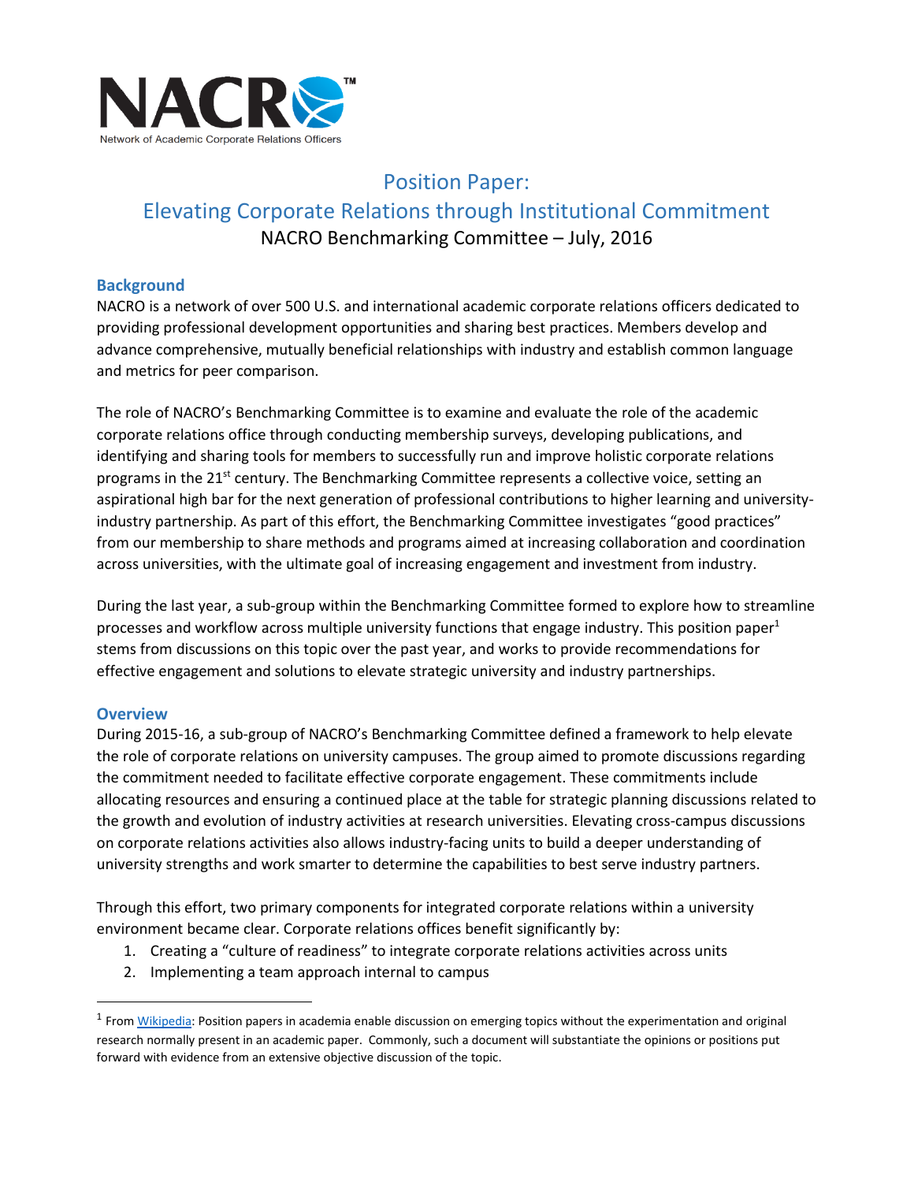NACRO™

Network of Academic Corporate Relations Officers

# Position Paper: Elevating Corporate Relations through Institutional Commitment

NACRO Benchmarking Committee – July, 2016

## Background

NACRO is a network of over 500 U.S. and international academic corporate relations officers dedicated to providing professional development opportunities and sharing best practices. Members develop and advance comprehensive, mutually beneficial relationships with industry and establish common language and metrics for peer comparison.

The role of NACRO's Benchmarking Committee is to examine and evaluate the role of the academic corporate relations office through conducting membership surveys, developing publications, and identifying and sharing tools for members to successfully run and improve holistic corporate relations programs in the 21st century. The Benchmarking Committee represents a collective voice, setting an aspirational high bar for the next generation of professional contributions to higher learning and university-industry partnership. As part of this effort, the Benchmarking Committee investigates "good practices" from our membership to share methods and programs aimed at increasing collaboration and coordination across universities, with the ultimate goal of increasing engagement and investment from industry.

During the last year, a sub-group within the Benchmarking Committee formed to explore how to streamline processes and workflow across multiple university functions that engage industry. This position paper[1] stems from discussions on this topic over the past year, and works to provide recommendations for effective engagement and solutions to elevate strategic university and industry partnerships.

## Overview

During 2015-16, a sub-group of NACRO's Benchmarking Committee defined a framework to help elevate the role of corporate relations on university campuses. The group aimed to promote discussions regarding the commitment needed to facilitate effective corporate engagement. These commitments include allocating resources and ensuring a continued place at the table for strategic planning discussions related to the growth and evolution of industry activities at research universities. Elevating cross-campus discussions on corporate relations activities also allows industry-facing units to build a deeper understanding of university strengths and work smarter to determine the capabilities to best serve industry partners.

Through this effort, two primary components for integrated corporate relations within a university environment became clear. Corporate relations offices benefit significantly by:

1. Creating a "culture of readiness" to integrate corporate relations activities across units
2. Implementing a team approach internal to campus

---

[1] From Wikipedia: Position papers in academia enable discussion on emerging topics without the experimentation and original research normally present in an academic paper. Commonly, such a document will substantiate the opinions or positions put forward with evidence from an extensive objective discussion of the topic.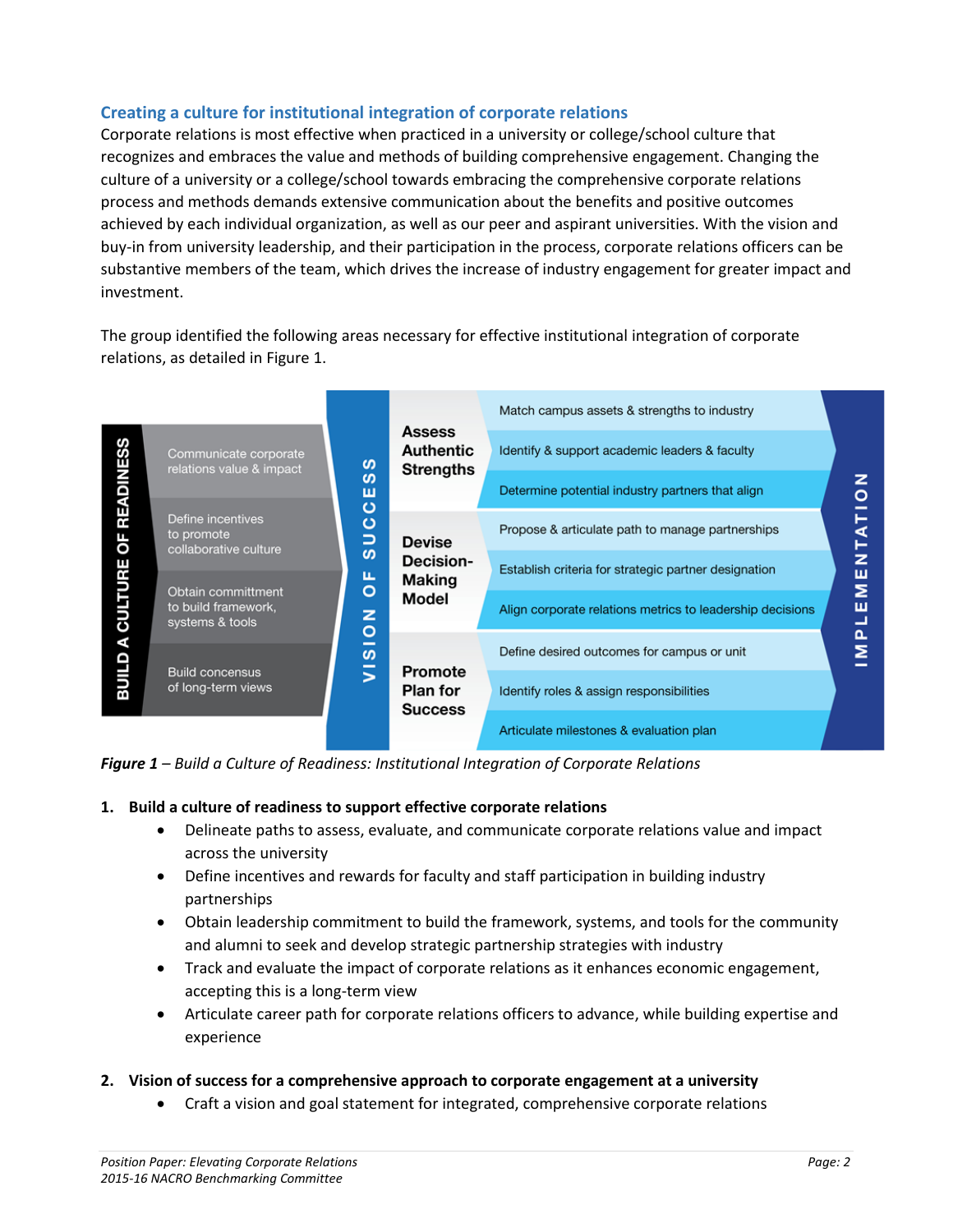### Creating a culture for institutional integration of corporate relations

Corporate relations is most effective when practiced in a university or college/school culture that recognizes and embraces the value and methods of building comprehensive engagement. Changing the culture of a university or a college/school towards embracing the comprehensive corporate relations process and methods demands extensive communication about the benefits and positive outcomes achieved by each individual organization, as well as our peer and aspirant universities. With the vision and buy-in from university leadership, and their participation in the process, corporate relations officers can be substantive members of the team, which drives the increase of industry engagement for greater impact and investment.

The group identified the following areas necessary for effective institutional integration of corporate relations, as detailed in Figure 1.

***Figure 1** – Build a Culture of Readiness: Institutional Integration of Corporate Relations*

1. **Build a culture of readiness to support effective corporate relations**
   - Delineate paths to assess, evaluate, and communicate corporate relations value and impact across the university
   - Define incentives and rewards for faculty and staff participation in building industry partnerships
   - Obtain leadership commitment to build the framework, systems, and tools for the community and alumni to seek and develop strategic partnership strategies with industry
   - Track and evaluate the impact of corporate relations as it enhances economic engagement, accepting this is a long-term view
   - Articulate career path for corporate relations officers to advance, while building expertise and experience

2. **Vision of success for a comprehensive approach to corporate engagement at a university**
   - Craft a vision and goal statement for integrated, comprehensive corporate relations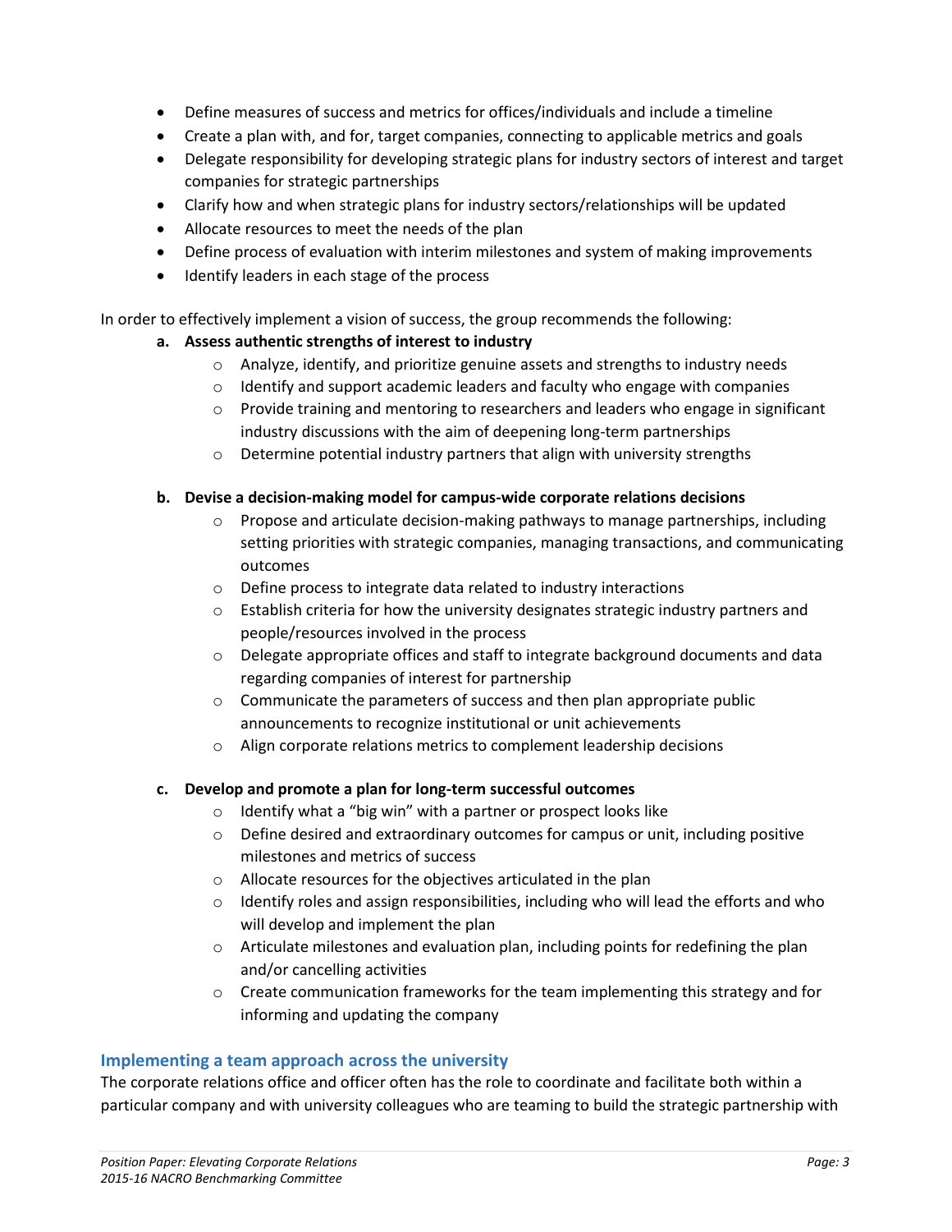- Define measures of success and metrics for offices/individuals and include a timeline
- Create a plan with, and for, target companies, connecting to applicable metrics and goals
- Delegate responsibility for developing strategic plans for industry sectors of interest and target companies for strategic partnerships
- Clarify how and when strategic plans for industry sectors/relationships will be updated
- Allocate resources to meet the needs of the plan
- Define process of evaluation with interim milestones and system of making improvements
- Identify leaders in each stage of the process

In order to effectively implement a vision of success, the group recommends the following:

**a. Assess authentic strengths of interest to industry**

- Analyze, identify, and prioritize genuine assets and strengths to industry needs
- Identify and support academic leaders and faculty who engage with companies
- Provide training and mentoring to researchers and leaders who engage in significant industry discussions with the aim of deepening long-term partnerships
- Determine potential industry partners that align with university strengths

**b. Devise a decision-making model for campus-wide corporate relations decisions**

- Propose and articulate decision-making pathways to manage partnerships, including setting priorities with strategic companies, managing transactions, and communicating outcomes
- Define process to integrate data related to industry interactions
- Establish criteria for how the university designates strategic industry partners and people/resources involved in the process
- Delegate appropriate offices and staff to integrate background documents and data regarding companies of interest for partnership
- Communicate the parameters of success and then plan appropriate public announcements to recognize institutional or unit achievements
- Align corporate relations metrics to complement leadership decisions

**c. Develop and promote a plan for long-term successful outcomes**

- Identify what a "big win" with a partner or prospect looks like
- Define desired and extraordinary outcomes for campus or unit, including positive milestones and metrics of success
- Allocate resources for the objectives articulated in the plan
- Identify roles and assign responsibilities, including who will lead the efforts and who will develop and implement the plan
- Articulate milestones and evaluation plan, including points for redefining the plan and/or cancelling activities
- Create communication frameworks for the team implementing this strategy and for informing and updating the company

## Implementing a team approach across the university

The corporate relations office and officer often has the role to coordinate and facilitate both within a particular company and with university colleagues who are teaming to build the strategic partnership with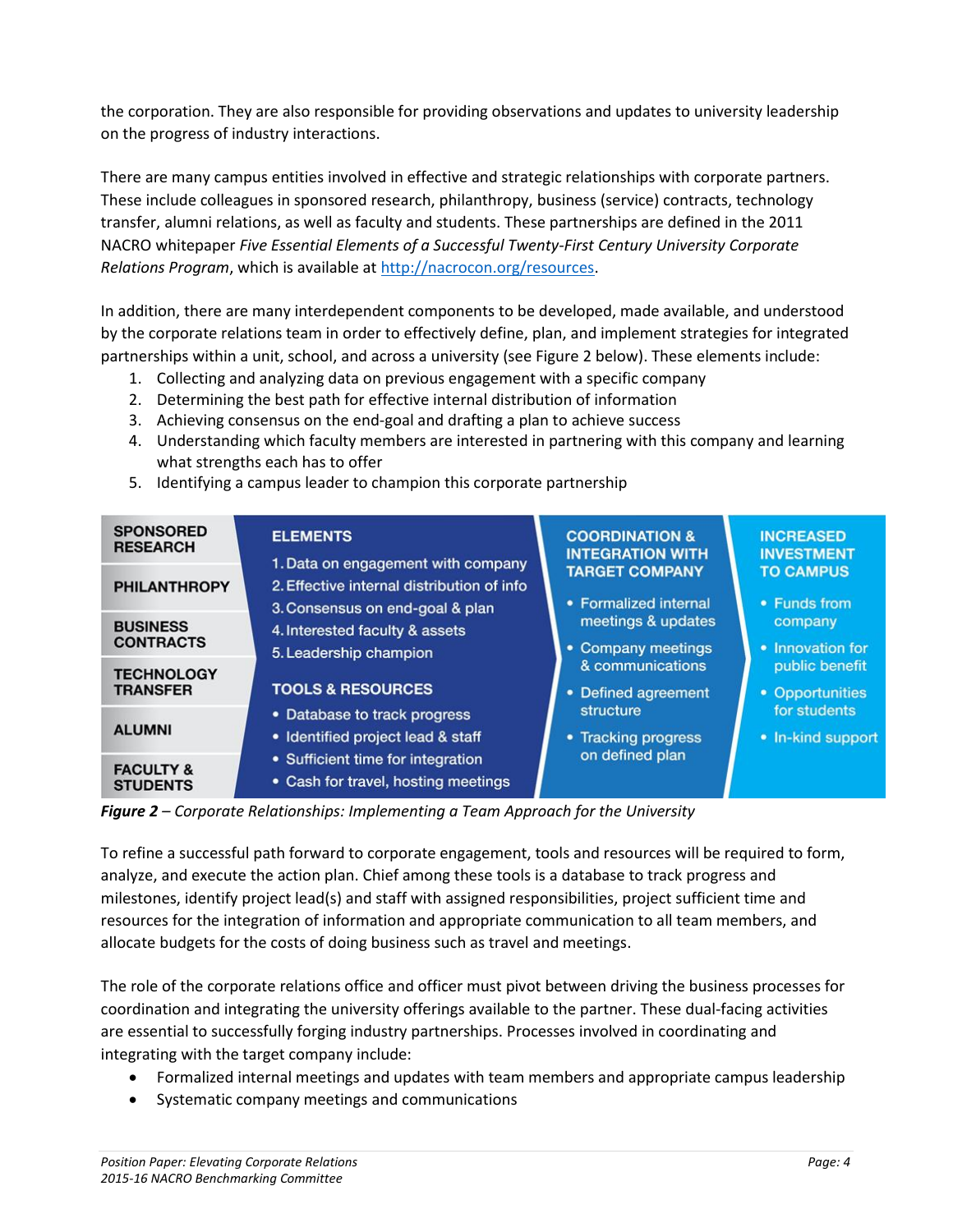the corporation. They are also responsible for providing observations and updates to university leadership on the progress of industry interactions.

There are many campus entities involved in effective and strategic relationships with corporate partners. These include colleagues in sponsored research, philanthropy, business (service) contracts, technology transfer, alumni relations, as well as faculty and students. These partnerships are defined in the 2011 NACRO whitepaper *Five Essential Elements of a Successful Twenty-First Century University Corporate Relations Program*, which is available at http://nacrocon.org/resources.

In addition, there are many interdependent components to be developed, made available, and understood by the corporate relations team in order to effectively define, plan, and implement strategies for integrated partnerships within a unit, school, and across a university (see Figure 2 below). These elements include:

1. Collecting and analyzing data on previous engagement with a specific company
2. Determining the best path for effective internal distribution of information
3. Achieving consensus on the end-goal and drafting a plan to achieve success
4. Understanding which faculty members are interested in partnering with this company and learning what strengths each has to offer
5. Identifying a campus leader to champion this corporate partnership

| | ELEMENTS / TOOLS & RESOURCES | COORDINATION & INTEGRATION WITH TARGET COMPANY | INCREASED INVESTMENT TO CAMPUS |
|---|---|---|---|
| SPONSORED RESEARCH<br>PHILANTHROPY<br>BUSINESS CONTRACTS<br>TECHNOLOGY TRANSFER<br>ALUMNI<br>FACULTY & STUDENTS | **ELEMENTS**<br>1. Data on engagement with company<br>2. Effective internal distribution of info<br>3. Consensus on end-goal & plan<br>4. Interested faculty & assets<br>5. Leadership champion<br>**TOOLS & RESOURCES**<br>• Database to track progress<br>• Identified project lead & staff<br>• Sufficient time for integration<br>• Cash for travel, hosting meetings | • Formalized internal meetings & updates<br>• Company meetings & communications<br>• Defined agreement structure<br>• Tracking progress on defined plan | • Funds from company<br>• Innovation for public benefit<br>• Opportunities for students<br>• In-kind support |

***Figure 2*** *– Corporate Relationships: Implementing a Team Approach for the University*

To refine a successful path forward to corporate engagement, tools and resources will be required to form, analyze, and execute the action plan. Chief among these tools is a database to track progress and milestones, identify project lead(s) and staff with assigned responsibilities, project sufficient time and resources for the integration of information and appropriate communication to all team members, and allocate budgets for the costs of doing business such as travel and meetings.

The role of the corporate relations office and officer must pivot between driving the business processes for coordination and integrating the university offerings available to the partner. These dual-facing activities are essential to successfully forging industry partnerships. Processes involved in coordinating and integrating with the target company include:

- Formalized internal meetings and updates with team members and appropriate campus leadership
- Systematic company meetings and communications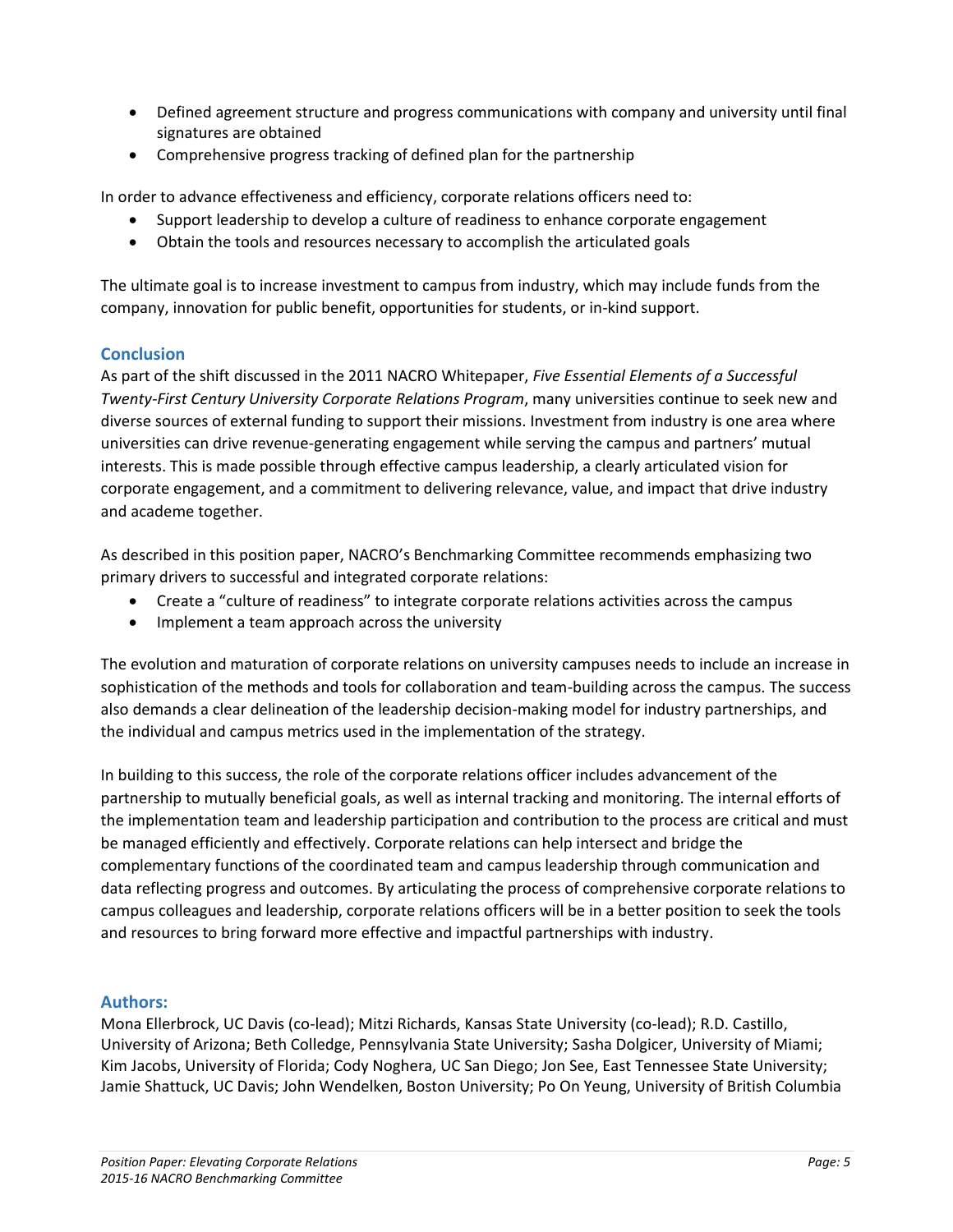- Defined agreement structure and progress communications with company and university until final signatures are obtained
- Comprehensive progress tracking of defined plan for the partnership

In order to advance effectiveness and efficiency, corporate relations officers need to:

- Support leadership to develop a culture of readiness to enhance corporate engagement
- Obtain the tools and resources necessary to accomplish the articulated goals

The ultimate goal is to increase investment to campus from industry, which may include funds from the company, innovation for public benefit, opportunities for students, or in-kind support.

## Conclusion

As part of the shift discussed in the 2011 NACRO Whitepaper, *Five Essential Elements of a Successful Twenty-First Century University Corporate Relations Program*, many universities continue to seek new and diverse sources of external funding to support their missions. Investment from industry is one area where universities can drive revenue-generating engagement while serving the campus and partners' mutual interests. This is made possible through effective campus leadership, a clearly articulated vision for corporate engagement, and a commitment to delivering relevance, value, and impact that drive industry and academe together.

As described in this position paper, NACRO's Benchmarking Committee recommends emphasizing two primary drivers to successful and integrated corporate relations:

- Create a "culture of readiness" to integrate corporate relations activities across the campus
- Implement a team approach across the university

The evolution and maturation of corporate relations on university campuses needs to include an increase in sophistication of the methods and tools for collaboration and team-building across the campus. The success also demands a clear delineation of the leadership decision-making model for industry partnerships, and the individual and campus metrics used in the implementation of the strategy.

In building to this success, the role of the corporate relations officer includes advancement of the partnership to mutually beneficial goals, as well as internal tracking and monitoring. The internal efforts of the implementation team and leadership participation and contribution to the process are critical and must be managed efficiently and effectively. Corporate relations can help intersect and bridge the complementary functions of the coordinated team and campus leadership through communication and data reflecting progress and outcomes. By articulating the process of comprehensive corporate relations to campus colleagues and leadership, corporate relations officers will be in a better position to seek the tools and resources to bring forward more effective and impactful partnerships with industry.

## Authors:

Mona Ellerbrock, UC Davis (co-lead); Mitzi Richards, Kansas State University (co-lead); R.D. Castillo, University of Arizona; Beth Colledge, Pennsylvania State University; Sasha Dolgicer, University of Miami; Kim Jacobs, University of Florida; Cody Noghera, UC San Diego; Jon See, East Tennessee State University; Jamie Shattuck, UC Davis; John Wendelken, Boston University; Po On Yeung, University of British Columbia